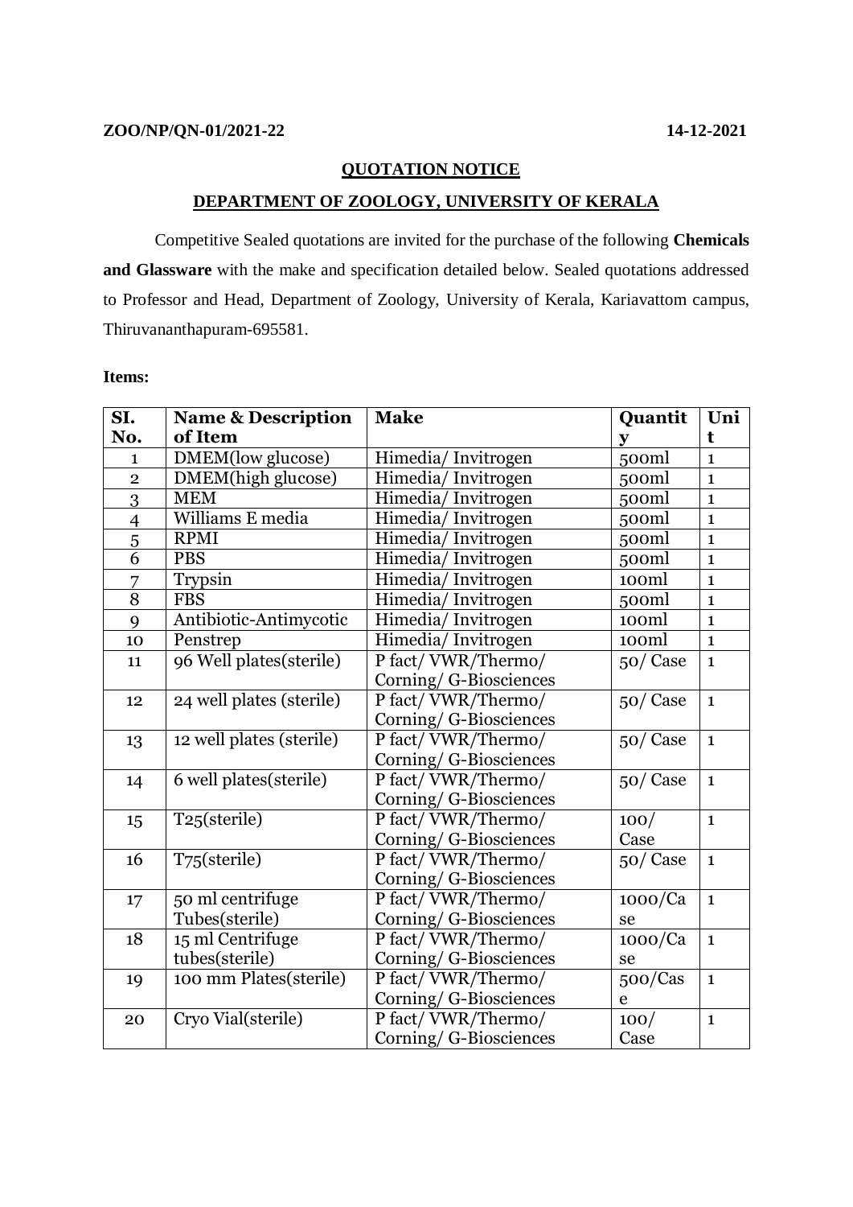**ZOO/NP/QN-01/2021-22** **14-12-2021**

## QUOTATION NOTICE

## DEPARTMENT OF ZOOLOGY, UNIVERSITY OF KERALA

Competitive Sealed quotations are invited for the purchase of the following **Chemicals and Glassware** with the make and specification detailed below. Sealed quotations addressed to Professor and Head, Department of Zoology, University of Kerala, Kariavattom campus, Thiruvananthapuram-695581.

**Items:**

| SI. No. | Name & Description of Item | Make | Quantity | Unit |
|---|---|---|---|---|
| 1 | DMEM(low glucose) | Himedia/ Invitrogen | 500ml | 1 |
| 2 | DMEM(high glucose) | Himedia/ Invitrogen | 500ml | 1 |
| 3 | MEM | Himedia/ Invitrogen | 500ml | 1 |
| 4 | Williams E media | Himedia/ Invitrogen | 500ml | 1 |
| 5 | RPMI | Himedia/ Invitrogen | 500ml | 1 |
| 6 | PBS | Himedia/ Invitrogen | 500ml | 1 |
| 7 | Trypsin | Himedia/ Invitrogen | 100ml | 1 |
| 8 | FBS | Himedia/ Invitrogen | 500ml | 1 |
| 9 | Antibiotic-Antimycotic | Himedia/ Invitrogen | 100ml | 1 |
| 10 | Penstrep | Himedia/ Invitrogen | 100ml | 1 |
| 11 | 96 Well plates(sterile) | P fact/ VWR/Thermo/ Corning/ G-Biosciences | 50/ Case | 1 |
| 12 | 24 well plates (sterile) | P fact/ VWR/Thermo/ Corning/ G-Biosciences | 50/ Case | 1 |
| 13 | 12 well plates (sterile) | P fact/ VWR/Thermo/ Corning/ G-Biosciences | 50/ Case | 1 |
| 14 | 6 well plates(sterile) | P fact/ VWR/Thermo/ Corning/ G-Biosciences | 50/ Case | 1 |
| 15 | T25(sterile) | P fact/ VWR/Thermo/ Corning/ G-Biosciences | 100/ Case | 1 |
| 16 | T75(sterile) | P fact/ VWR/Thermo/ Corning/ G-Biosciences | 50/ Case | 1 |
| 17 | 50 ml centrifuge Tubes(sterile) | P fact/ VWR/Thermo/ Corning/ G-Biosciences | 1000/Case | 1 |
| 18 | 15 ml Centrifuge tubes(sterile) | P fact/ VWR/Thermo/ Corning/ G-Biosciences | 1000/Case | 1 |
| 19 | 100 mm Plates(sterile) | P fact/ VWR/Thermo/ Corning/ G-Biosciences | 500/Case | 1 |
| 20 | Cryo Vial(sterile) | P fact/ VWR/Thermo/ Corning/ G-Biosciences | 100/ Case | 1 |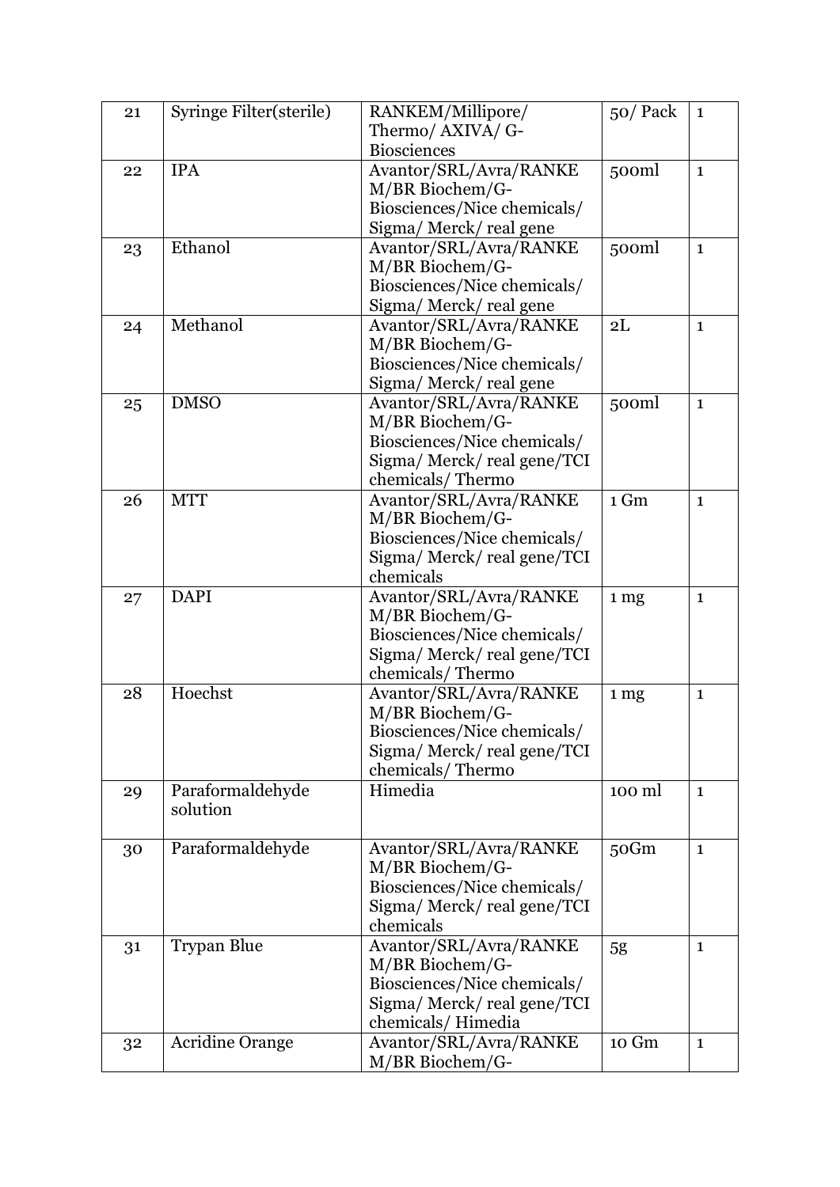| 21 | Syringe Filter(sterile) | RANKEM/Millipore/ Thermo/ AXIVA/ G-Biosciences | 50/ Pack | 1 |
|---|---|---|---|---|
| 22 | IPA | Avantor/SRL/Avra/RANKEM/BR Biochem/G-Biosciences/Nice chemicals/ Sigma/ Merck/ real gene | 500ml | 1 |
| 23 | Ethanol | Avantor/SRL/Avra/RANKEM/BR Biochem/G-Biosciences/Nice chemicals/ Sigma/ Merck/ real gene | 500ml | 1 |
| 24 | Methanol | Avantor/SRL/Avra/RANKEM/BR Biochem/G-Biosciences/Nice chemicals/ Sigma/ Merck/ real gene | 2L | 1 |
| 25 | DMSO | Avantor/SRL/Avra/RANKEM/BR Biochem/G-Biosciences/Nice chemicals/ Sigma/ Merck/ real gene/TCI chemicals/ Thermo | 500ml | 1 |
| 26 | MTT | Avantor/SRL/Avra/RANKEM/BR Biochem/G-Biosciences/Nice chemicals/ Sigma/ Merck/ real gene/TCI chemicals | 1 Gm | 1 |
| 27 | DAPI | Avantor/SRL/Avra/RANKEM/BR Biochem/G-Biosciences/Nice chemicals/ Sigma/ Merck/ real gene/TCI chemicals/ Thermo | 1 mg | 1 |
| 28 | Hoechst | Avantor/SRL/Avra/RANKEM/BR Biochem/G-Biosciences/Nice chemicals/ Sigma/ Merck/ real gene/TCI chemicals/ Thermo | 1 mg | 1 |
| 29 | Paraformaldehyde solution | Himedia | 100 ml | 1 |
| 30 | Paraformaldehyde | Avantor/SRL/Avra/RANKEM/BR Biochem/G-Biosciences/Nice chemicals/ Sigma/ Merck/ real gene/TCI chemicals | 50Gm | 1 |
| 31 | Trypan Blue | Avantor/SRL/Avra/RANKEM/BR Biochem/G-Biosciences/Nice chemicals/ Sigma/ Merck/ real gene/TCI chemicals/ Himedia | 5g | 1 |
| 32 | Acridine Orange | Avantor/SRL/Avra/RANKEM/BR Biochem/G- | 10 Gm | 1 |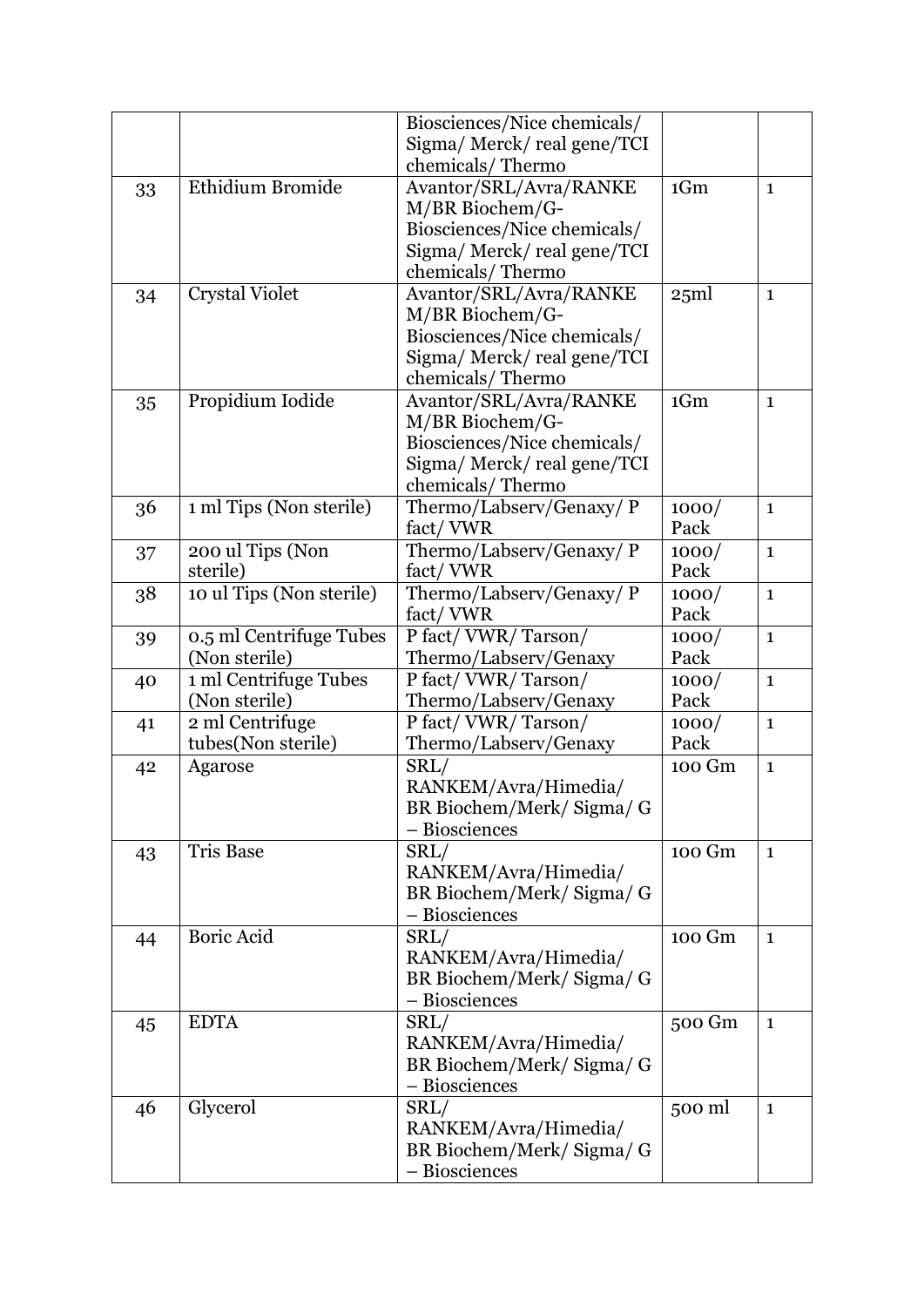| | | Biosciences/Nice chemicals/ Sigma/ Merck/ real gene/TCI chemicals/ Thermo | | |
|---|---|---|---|---|
| 33 | Ethidium Bromide | Avantor/SRL/Avra/RANKEM/BR Biochem/G-Biosciences/Nice chemicals/ Sigma/ Merck/ real gene/TCI chemicals/ Thermo | 1Gm | 1 |
| 34 | Crystal Violet | Avantor/SRL/Avra/RANKEM/BR Biochem/G-Biosciences/Nice chemicals/ Sigma/ Merck/ real gene/TCI chemicals/ Thermo | 25ml | 1 |
| 35 | Propidium Iodide | Avantor/SRL/Avra/RANKEM/BR Biochem/G-Biosciences/Nice chemicals/ Sigma/ Merck/ real gene/TCI chemicals/ Thermo | 1Gm | 1 |
| 36 | 1 ml Tips (Non sterile) | Thermo/Labserv/Genaxy/ P fact/ VWR | 1000/ Pack | 1 |
| 37 | 200 ul Tips (Non sterile) | Thermo/Labserv/Genaxy/ P fact/ VWR | 1000/ Pack | 1 |
| 38 | 10 ul Tips (Non sterile) | Thermo/Labserv/Genaxy/ P fact/ VWR | 1000/ Pack | 1 |
| 39 | 0.5 ml Centrifuge Tubes (Non sterile) | P fact/ VWR/ Tarson/ Thermo/Labserv/Genaxy | 1000/ Pack | 1 |
| 40 | 1 ml Centrifuge Tubes (Non sterile) | P fact/ VWR/ Tarson/ Thermo/Labserv/Genaxy | 1000/ Pack | 1 |
| 41 | 2 ml Centrifuge tubes(Non sterile) | P fact/ VWR/ Tarson/ Thermo/Labserv/Genaxy | 1000/ Pack | 1 |
| 42 | Agarose | SRL/ RANKEM/Avra/Himedia/ BR Biochem/Merk/ Sigma/ G – Biosciences | 100 Gm | 1 |
| 43 | Tris Base | SRL/ RANKEM/Avra/Himedia/ BR Biochem/Merk/ Sigma/ G – Biosciences | 100 Gm | 1 |
| 44 | Boric Acid | SRL/ RANKEM/Avra/Himedia/ BR Biochem/Merk/ Sigma/ G – Biosciences | 100 Gm | 1 |
| 45 | EDTA | SRL/ RANKEM/Avra/Himedia/ BR Biochem/Merk/ Sigma/ G – Biosciences | 500 Gm | 1 |
| 46 | Glycerol | SRL/ RANKEM/Avra/Himedia/ BR Biochem/Merk/ Sigma/ G – Biosciences | 500 ml | 1 |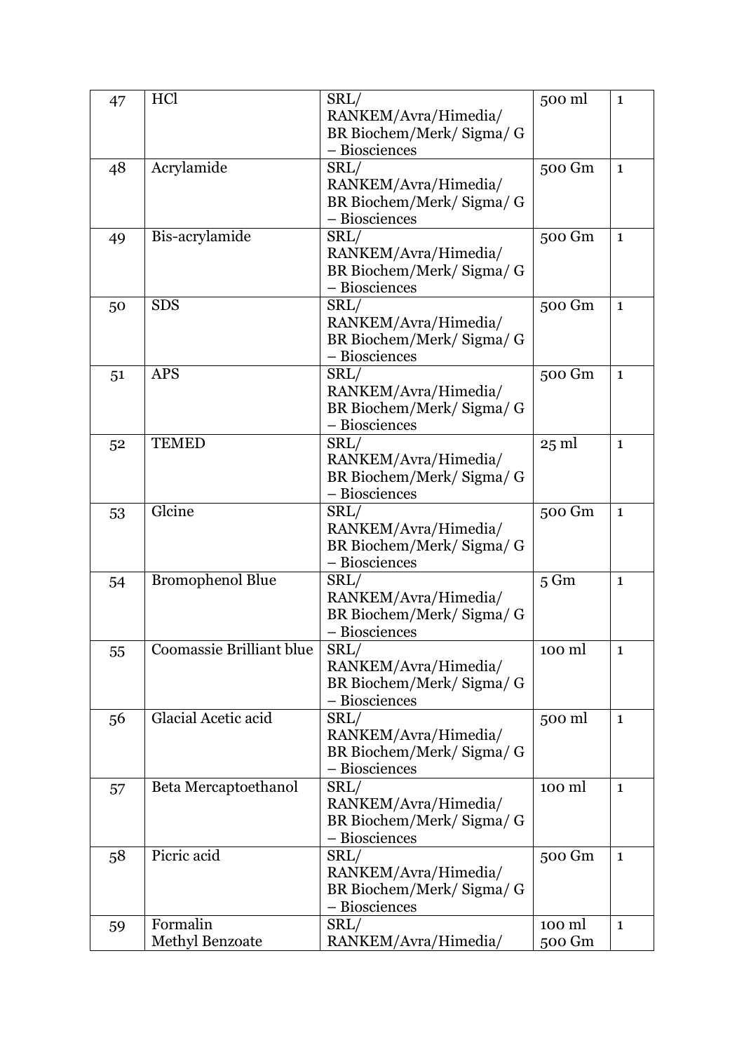| 47 | HCl | SRL/ RANKEM/Avra/Himedia/ BR Biochem/Merk/ Sigma/ G – Biosciences | 500 ml | 1 |
|---|---|---|---|---|
| 48 | Acrylamide | SRL/ RANKEM/Avra/Himedia/ BR Biochem/Merk/ Sigma/ G – Biosciences | 500 Gm | 1 |
| 49 | Bis-acrylamide | SRL/ RANKEM/Avra/Himedia/ BR Biochem/Merk/ Sigma/ G – Biosciences | 500 Gm | 1 |
| 50 | SDS | SRL/ RANKEM/Avra/Himedia/ BR Biochem/Merk/ Sigma/ G – Biosciences | 500 Gm | 1 |
| 51 | APS | SRL/ RANKEM/Avra/Himedia/ BR Biochem/Merk/ Sigma/ G – Biosciences | 500 Gm | 1 |
| 52 | TEMED | SRL/ RANKEM/Avra/Himedia/ BR Biochem/Merk/ Sigma/ G – Biosciences | 25 ml | 1 |
| 53 | Glcine | SRL/ RANKEM/Avra/Himedia/ BR Biochem/Merk/ Sigma/ G – Biosciences | 500 Gm | 1 |
| 54 | Bromophenol Blue | SRL/ RANKEM/Avra/Himedia/ BR Biochem/Merk/ Sigma/ G – Biosciences | 5 Gm | 1 |
| 55 | Coomassie Brilliant blue | SRL/ RANKEM/Avra/Himedia/ BR Biochem/Merk/ Sigma/ G – Biosciences | 100 ml | 1 |
| 56 | Glacial Acetic acid | SRL/ RANKEM/Avra/Himedia/ BR Biochem/Merk/ Sigma/ G – Biosciences | 500 ml | 1 |
| 57 | Beta Mercaptoethanol | SRL/ RANKEM/Avra/Himedia/ BR Biochem/Merk/ Sigma/ G – Biosciences | 100 ml | 1 |
| 58 | Picric acid | SRL/ RANKEM/Avra/Himedia/ BR Biochem/Merk/ Sigma/ G – Biosciences | 500 Gm | 1 |
| 59 | Formalin<br>Methyl Benzoate | SRL/ RANKEM/Avra/Himedia/ | 100 ml<br>500 Gm | 1 |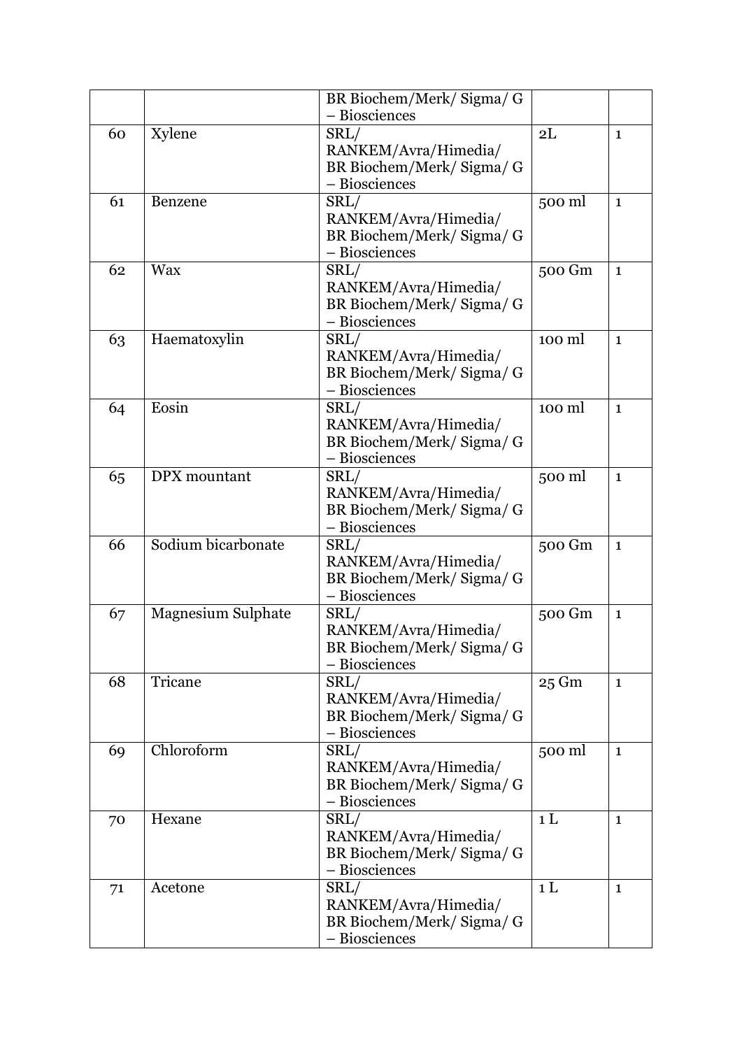|  |  | BR Biochem/Merk/ Sigma/ G – Biosciences |  |  |
| --- | --- | --- | --- | --- |
| 60 | Xylene | SRL/ RANKEM/Avra/Himedia/ BR Biochem/Merk/ Sigma/ G – Biosciences | 2L | 1 |
| 61 | Benzene | SRL/ RANKEM/Avra/Himedia/ BR Biochem/Merk/ Sigma/ G – Biosciences | 500 ml | 1 |
| 62 | Wax | SRL/ RANKEM/Avra/Himedia/ BR Biochem/Merk/ Sigma/ G – Biosciences | 500 Gm | 1 |
| 63 | Haematoxylin | SRL/ RANKEM/Avra/Himedia/ BR Biochem/Merk/ Sigma/ G – Biosciences | 100 ml | 1 |
| 64 | Eosin | SRL/ RANKEM/Avra/Himedia/ BR Biochem/Merk/ Sigma/ G – Biosciences | 100 ml | 1 |
| 65 | DPX mountant | SRL/ RANKEM/Avra/Himedia/ BR Biochem/Merk/ Sigma/ G – Biosciences | 500 ml | 1 |
| 66 | Sodium bicarbonate | SRL/ RANKEM/Avra/Himedia/ BR Biochem/Merk/ Sigma/ G – Biosciences | 500 Gm | 1 |
| 67 | Magnesium Sulphate | SRL/ RANKEM/Avra/Himedia/ BR Biochem/Merk/ Sigma/ G – Biosciences | 500 Gm | 1 |
| 68 | Tricane | SRL/ RANKEM/Avra/Himedia/ BR Biochem/Merk/ Sigma/ G – Biosciences | 25 Gm | 1 |
| 69 | Chloroform | SRL/ RANKEM/Avra/Himedia/ BR Biochem/Merk/ Sigma/ G – Biosciences | 500 ml | 1 |
| 70 | Hexane | SRL/ RANKEM/Avra/Himedia/ BR Biochem/Merk/ Sigma/ G – Biosciences | 1 L | 1 |
| 71 | Acetone | SRL/ RANKEM/Avra/Himedia/ BR Biochem/Merk/ Sigma/ G – Biosciences | 1 L | 1 |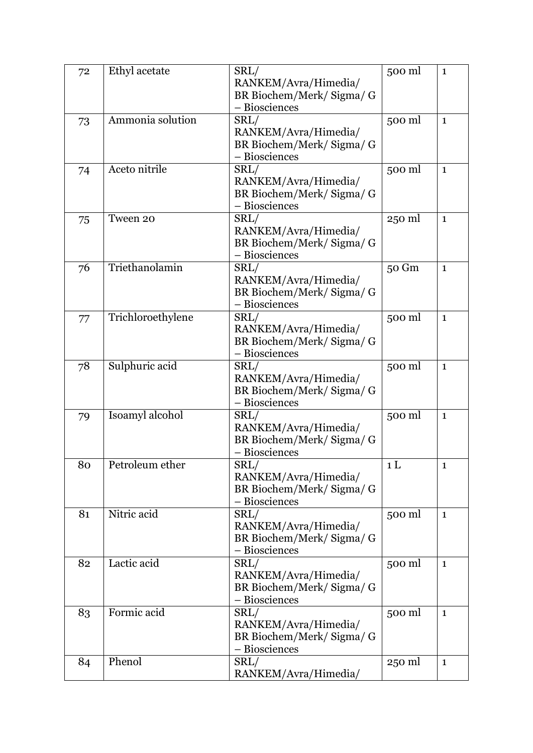| 72 | Ethyl acetate | SRL/ RANKEM/Avra/Himedia/ BR Biochem/Merk/ Sigma/ G – Biosciences | 500 ml | 1 |
|---|---|---|---|---|
| 73 | Ammonia solution | SRL/ RANKEM/Avra/Himedia/ BR Biochem/Merk/ Sigma/ G – Biosciences | 500 ml | 1 |
| 74 | Aceto nitrile | SRL/ RANKEM/Avra/Himedia/ BR Biochem/Merk/ Sigma/ G – Biosciences | 500 ml | 1 |
| 75 | Tween 20 | SRL/ RANKEM/Avra/Himedia/ BR Biochem/Merk/ Sigma/ G – Biosciences | 250 ml | 1 |
| 76 | Triethanolamin | SRL/ RANKEM/Avra/Himedia/ BR Biochem/Merk/ Sigma/ G – Biosciences | 50 Gm | 1 |
| 77 | Trichloroethylene | SRL/ RANKEM/Avra/Himedia/ BR Biochem/Merk/ Sigma/ G – Biosciences | 500 ml | 1 |
| 78 | Sulphuric acid | SRL/ RANKEM/Avra/Himedia/ BR Biochem/Merk/ Sigma/ G – Biosciences | 500 ml | 1 |
| 79 | Isoamyl alcohol | SRL/ RANKEM/Avra/Himedia/ BR Biochem/Merk/ Sigma/ G – Biosciences | 500 ml | 1 |
| 80 | Petroleum ether | SRL/ RANKEM/Avra/Himedia/ BR Biochem/Merk/ Sigma/ G – Biosciences | 1 L | 1 |
| 81 | Nitric acid | SRL/ RANKEM/Avra/Himedia/ BR Biochem/Merk/ Sigma/ G – Biosciences | 500 ml | 1 |
| 82 | Lactic acid | SRL/ RANKEM/Avra/Himedia/ BR Biochem/Merk/ Sigma/ G – Biosciences | 500 ml | 1 |
| 83 | Formic acid | SRL/ RANKEM/Avra/Himedia/ BR Biochem/Merk/ Sigma/ G – Biosciences | 500 ml | 1 |
| 84 | Phenol | SRL/ RANKEM/Avra/Himedia/ | 250 ml | 1 |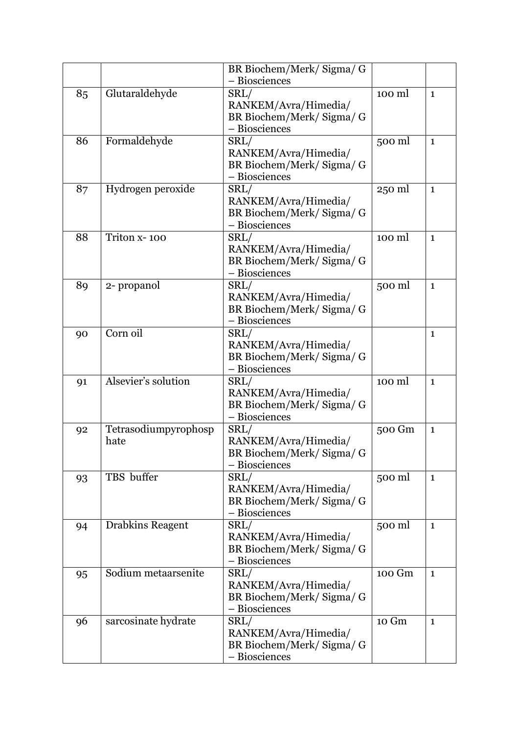|  |  | BR Biochem/Merk/ Sigma/ G – Biosciences |  |  |
| --- | --- | --- | --- | --- |
| 85 | Glutaraldehyde | SRL/ RANKEM/Avra/Himedia/ BR Biochem/Merk/ Sigma/ G – Biosciences | 100 ml | 1 |
| 86 | Formaldehyde | SRL/ RANKEM/Avra/Himedia/ BR Biochem/Merk/ Sigma/ G – Biosciences | 500 ml | 1 |
| 87 | Hydrogen peroxide | SRL/ RANKEM/Avra/Himedia/ BR Biochem/Merk/ Sigma/ G – Biosciences | 250 ml | 1 |
| 88 | Triton x- 100 | SRL/ RANKEM/Avra/Himedia/ BR Biochem/Merk/ Sigma/ G – Biosciences | 100 ml | 1 |
| 89 | 2- propanol | SRL/ RANKEM/Avra/Himedia/ BR Biochem/Merk/ Sigma/ G – Biosciences | 500 ml | 1 |
| 90 | Corn oil | SRL/ RANKEM/Avra/Himedia/ BR Biochem/Merk/ Sigma/ G – Biosciences |  | 1 |
| 91 | Alsevier's solution | SRL/ RANKEM/Avra/Himedia/ BR Biochem/Merk/ Sigma/ G – Biosciences | 100 ml | 1 |
| 92 | Tetrasodiumpyrophosp hate | SRL/ RANKEM/Avra/Himedia/ BR Biochem/Merk/ Sigma/ G – Biosciences | 500 Gm | 1 |
| 93 | TBS buffer | SRL/ RANKEM/Avra/Himedia/ BR Biochem/Merk/ Sigma/ G – Biosciences | 500 ml | 1 |
| 94 | Drabkins Reagent | SRL/ RANKEM/Avra/Himedia/ BR Biochem/Merk/ Sigma/ G – Biosciences | 500 ml | 1 |
| 95 | Sodium metaarsenite | SRL/ RANKEM/Avra/Himedia/ BR Biochem/Merk/ Sigma/ G – Biosciences | 100 Gm | 1 |
| 96 | sarcosinate hydrate | SRL/ RANKEM/Avra/Himedia/ BR Biochem/Merk/ Sigma/ G – Biosciences | 10 Gm | 1 |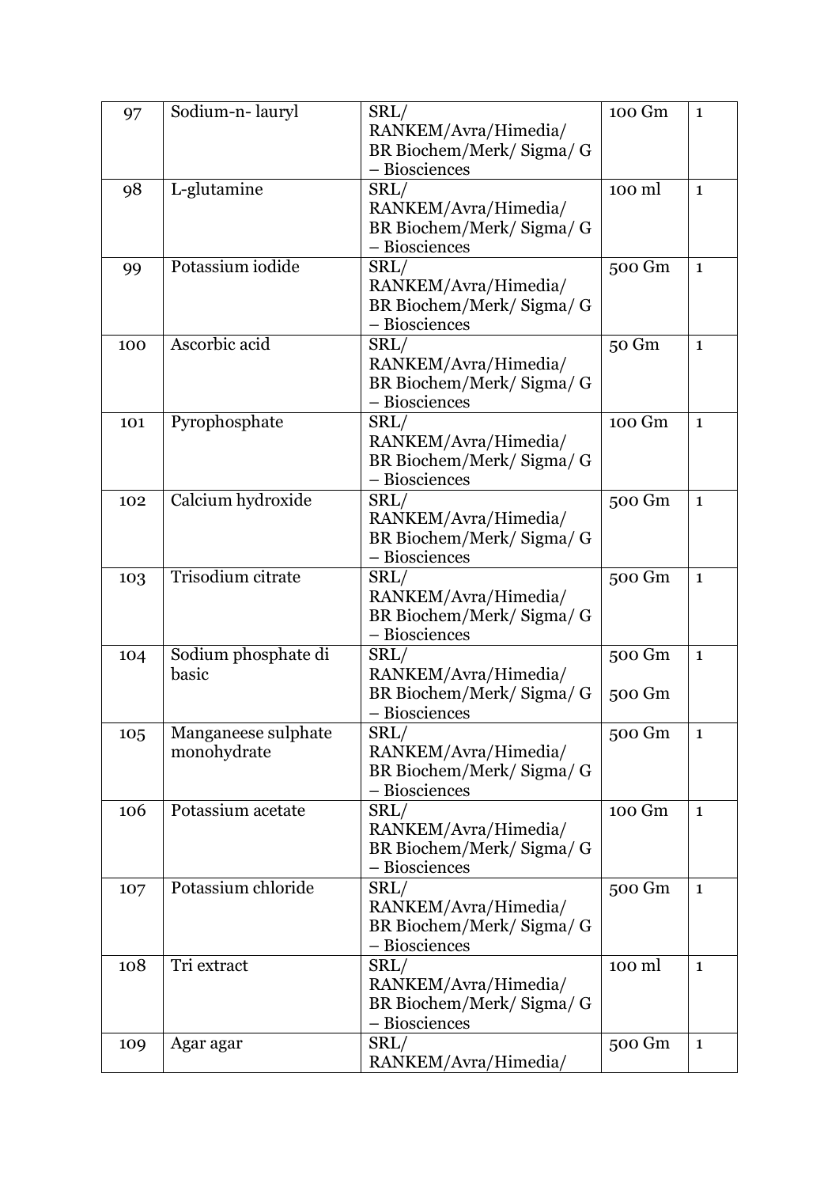| 97 | Sodium-n- lauryl | SRL/ RANKEM/Avra/Himedia/ BR Biochem/Merk/ Sigma/ G – Biosciences | 100 Gm | 1 |
|---|---|---|---|---|
| 98 | L-glutamine | SRL/ RANKEM/Avra/Himedia/ BR Biochem/Merk/ Sigma/ G – Biosciences | 100 ml | 1 |
| 99 | Potassium iodide | SRL/ RANKEM/Avra/Himedia/ BR Biochem/Merk/ Sigma/ G – Biosciences | 500 Gm | 1 |
| 100 | Ascorbic acid | SRL/ RANKEM/Avra/Himedia/ BR Biochem/Merk/ Sigma/ G – Biosciences | 50 Gm | 1 |
| 101 | Pyrophosphate | SRL/ RANKEM/Avra/Himedia/ BR Biochem/Merk/ Sigma/ G – Biosciences | 100 Gm | 1 |
| 102 | Calcium hydroxide | SRL/ RANKEM/Avra/Himedia/ BR Biochem/Merk/ Sigma/ G – Biosciences | 500 Gm | 1 |
| 103 | Trisodium citrate | SRL/ RANKEM/Avra/Himedia/ BR Biochem/Merk/ Sigma/ G – Biosciences | 500 Gm | 1 |
| 104 | Sodium phosphate di basic | SRL/ RANKEM/Avra/Himedia/ BR Biochem/Merk/ Sigma/ G – Biosciences | 500 Gm<br>500 Gm | 1 |
| 105 | Manganeese sulphate monohydrate | SRL/ RANKEM/Avra/Himedia/ BR Biochem/Merk/ Sigma/ G – Biosciences | 500 Gm | 1 |
| 106 | Potassium acetate | SRL/ RANKEM/Avra/Himedia/ BR Biochem/Merk/ Sigma/ G – Biosciences | 100 Gm | 1 |
| 107 | Potassium chloride | SRL/ RANKEM/Avra/Himedia/ BR Biochem/Merk/ Sigma/ G – Biosciences | 500 Gm | 1 |
| 108 | Tri extract | SRL/ RANKEM/Avra/Himedia/ BR Biochem/Merk/ Sigma/ G – Biosciences | 100 ml | 1 |
| 109 | Agar agar | SRL/ RANKEM/Avra/Himedia/ | 500 Gm | 1 |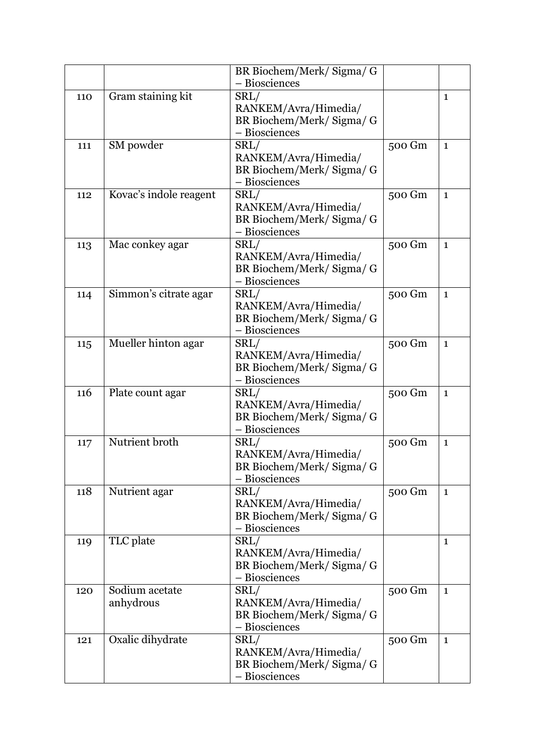| | | BR Biochem/Merk/ Sigma/ G – Biosciences | | |
|---|---|---|---|---|
| 110 | Gram staining kit | SRL/ RANKEM/Avra/Himedia/ BR Biochem/Merk/ Sigma/ G – Biosciences | | 1 |
| 111 | SM powder | SRL/ RANKEM/Avra/Himedia/ BR Biochem/Merk/ Sigma/ G – Biosciences | 500 Gm | 1 |
| 112 | Kovac's indole reagent | SRL/ RANKEM/Avra/Himedia/ BR Biochem/Merk/ Sigma/ G – Biosciences | 500 Gm | 1 |
| 113 | Mac conkey agar | SRL/ RANKEM/Avra/Himedia/ BR Biochem/Merk/ Sigma/ G – Biosciences | 500 Gm | 1 |
| 114 | Simmon's citrate agar | SRL/ RANKEM/Avra/Himedia/ BR Biochem/Merk/ Sigma/ G – Biosciences | 500 Gm | 1 |
| 115 | Mueller hinton agar | SRL/ RANKEM/Avra/Himedia/ BR Biochem/Merk/ Sigma/ G – Biosciences | 500 Gm | 1 |
| 116 | Plate count agar | SRL/ RANKEM/Avra/Himedia/ BR Biochem/Merk/ Sigma/ G – Biosciences | 500 Gm | 1 |
| 117 | Nutrient broth | SRL/ RANKEM/Avra/Himedia/ BR Biochem/Merk/ Sigma/ G – Biosciences | 500 Gm | 1 |
| 118 | Nutrient agar | SRL/ RANKEM/Avra/Himedia/ BR Biochem/Merk/ Sigma/ G – Biosciences | 500 Gm | 1 |
| 119 | TLC plate | SRL/ RANKEM/Avra/Himedia/ BR Biochem/Merk/ Sigma/ G – Biosciences | | 1 |
| 120 | Sodium acetate anhydrous | SRL/ RANKEM/Avra/Himedia/ BR Biochem/Merk/ Sigma/ G – Biosciences | 500 Gm | 1 |
| 121 | Oxalic dihydrate | SRL/ RANKEM/Avra/Himedia/ BR Biochem/Merk/ Sigma/ G – Biosciences | 500 Gm | 1 |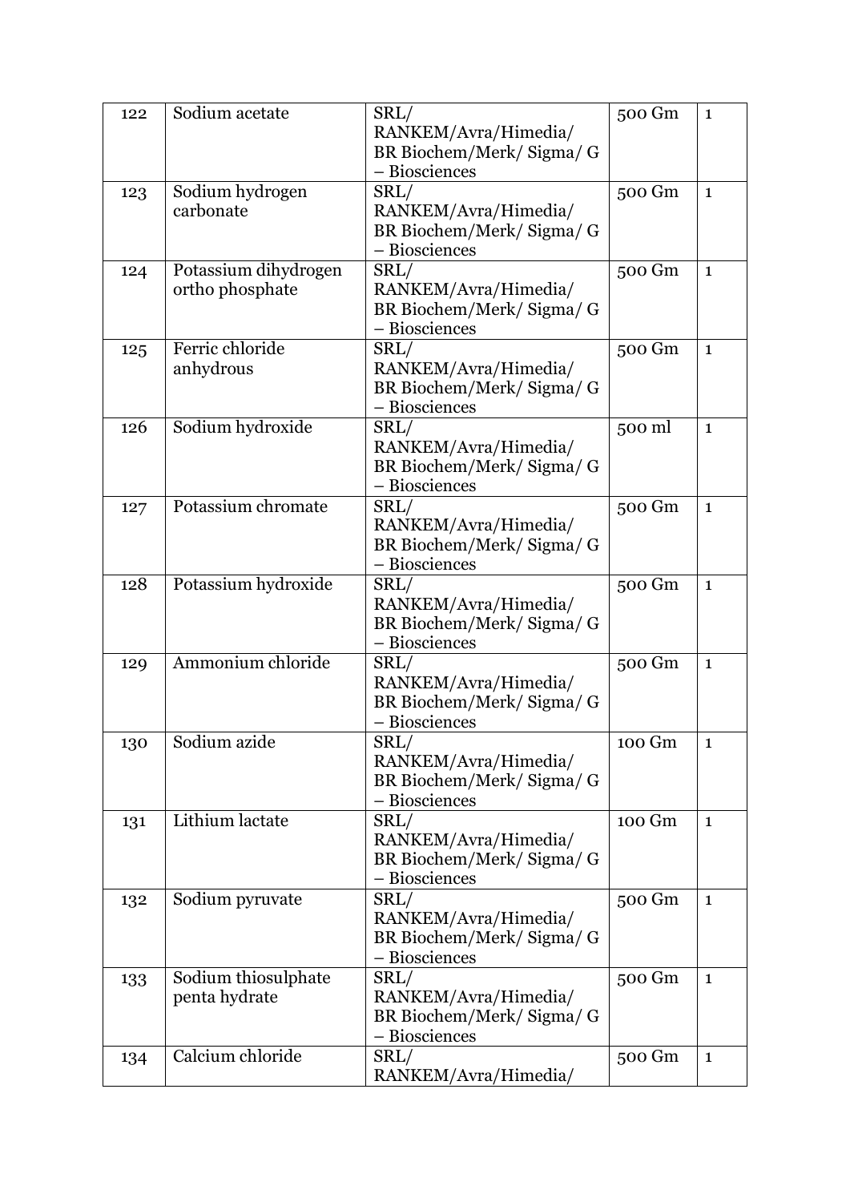| 122 | Sodium acetate | SRL/ RANKEM/Avra/Himedia/ BR Biochem/Merk/ Sigma/ G – Biosciences | 500 Gm | 1 |
|---|---|---|---|---|
| 123 | Sodium hydrogen carbonate | SRL/ RANKEM/Avra/Himedia/ BR Biochem/Merk/ Sigma/ G – Biosciences | 500 Gm | 1 |
| 124 | Potassium dihydrogen ortho phosphate | SRL/ RANKEM/Avra/Himedia/ BR Biochem/Merk/ Sigma/ G – Biosciences | 500 Gm | 1 |
| 125 | Ferric chloride anhydrous | SRL/ RANKEM/Avra/Himedia/ BR Biochem/Merk/ Sigma/ G – Biosciences | 500 Gm | 1 |
| 126 | Sodium hydroxide | SRL/ RANKEM/Avra/Himedia/ BR Biochem/Merk/ Sigma/ G – Biosciences | 500 ml | 1 |
| 127 | Potassium chromate | SRL/ RANKEM/Avra/Himedia/ BR Biochem/Merk/ Sigma/ G – Biosciences | 500 Gm | 1 |
| 128 | Potassium hydroxide | SRL/ RANKEM/Avra/Himedia/ BR Biochem/Merk/ Sigma/ G – Biosciences | 500 Gm | 1 |
| 129 | Ammonium chloride | SRL/ RANKEM/Avra/Himedia/ BR Biochem/Merk/ Sigma/ G – Biosciences | 500 Gm | 1 |
| 130 | Sodium azide | SRL/ RANKEM/Avra/Himedia/ BR Biochem/Merk/ Sigma/ G – Biosciences | 100 Gm | 1 |
| 131 | Lithium lactate | SRL/ RANKEM/Avra/Himedia/ BR Biochem/Merk/ Sigma/ G – Biosciences | 100 Gm | 1 |
| 132 | Sodium pyruvate | SRL/ RANKEM/Avra/Himedia/ BR Biochem/Merk/ Sigma/ G – Biosciences | 500 Gm | 1 |
| 133 | Sodium thiosulphate penta hydrate | SRL/ RANKEM/Avra/Himedia/ BR Biochem/Merk/ Sigma/ G – Biosciences | 500 Gm | 1 |
| 134 | Calcium chloride | SRL/ RANKEM/Avra/Himedia/ | 500 Gm | 1 |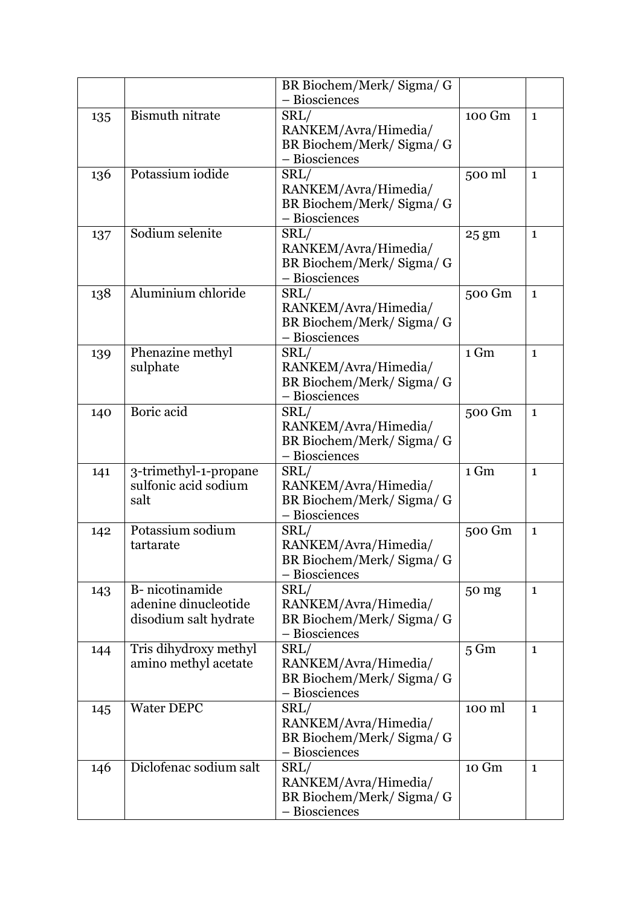| | | BR Biochem/Merk/ Sigma/ G – Biosciences | | |
|---|---|---|---|---|
| 135 | Bismuth nitrate | SRL/ RANKEM/Avra/Himedia/ BR Biochem/Merk/ Sigma/ G – Biosciences | 100 Gm | 1 |
| 136 | Potassium iodide | SRL/ RANKEM/Avra/Himedia/ BR Biochem/Merk/ Sigma/ G – Biosciences | 500 ml | 1 |
| 137 | Sodium selenite | SRL/ RANKEM/Avra/Himedia/ BR Biochem/Merk/ Sigma/ G – Biosciences | 25 gm | 1 |
| 138 | Aluminium chloride | SRL/ RANKEM/Avra/Himedia/ BR Biochem/Merk/ Sigma/ G – Biosciences | 500 Gm | 1 |
| 139 | Phenazine methyl sulphate | SRL/ RANKEM/Avra/Himedia/ BR Biochem/Merk/ Sigma/ G – Biosciences | 1 Gm | 1 |
| 140 | Boric acid | SRL/ RANKEM/Avra/Himedia/ BR Biochem/Merk/ Sigma/ G – Biosciences | 500 Gm | 1 |
| 141 | 3-trimethyl-1-propane sulfonic acid sodium salt | SRL/ RANKEM/Avra/Himedia/ BR Biochem/Merk/ Sigma/ G – Biosciences | 1 Gm | 1 |
| 142 | Potassium sodium tartarate | SRL/ RANKEM/Avra/Himedia/ BR Biochem/Merk/ Sigma/ G – Biosciences | 500 Gm | 1 |
| 143 | B- nicotinamide adenine dinucleotide disodium salt hydrate | SRL/ RANKEM/Avra/Himedia/ BR Biochem/Merk/ Sigma/ G – Biosciences | 50 mg | 1 |
| 144 | Tris dihydroxy methyl amino methyl acetate | SRL/ RANKEM/Avra/Himedia/ BR Biochem/Merk/ Sigma/ G – Biosciences | 5 Gm | 1 |
| 145 | Water DEPC | SRL/ RANKEM/Avra/Himedia/ BR Biochem/Merk/ Sigma/ G – Biosciences | 100 ml | 1 |
| 146 | Diclofenac sodium salt | SRL/ RANKEM/Avra/Himedia/ BR Biochem/Merk/ Sigma/ G – Biosciences | 10 Gm | 1 |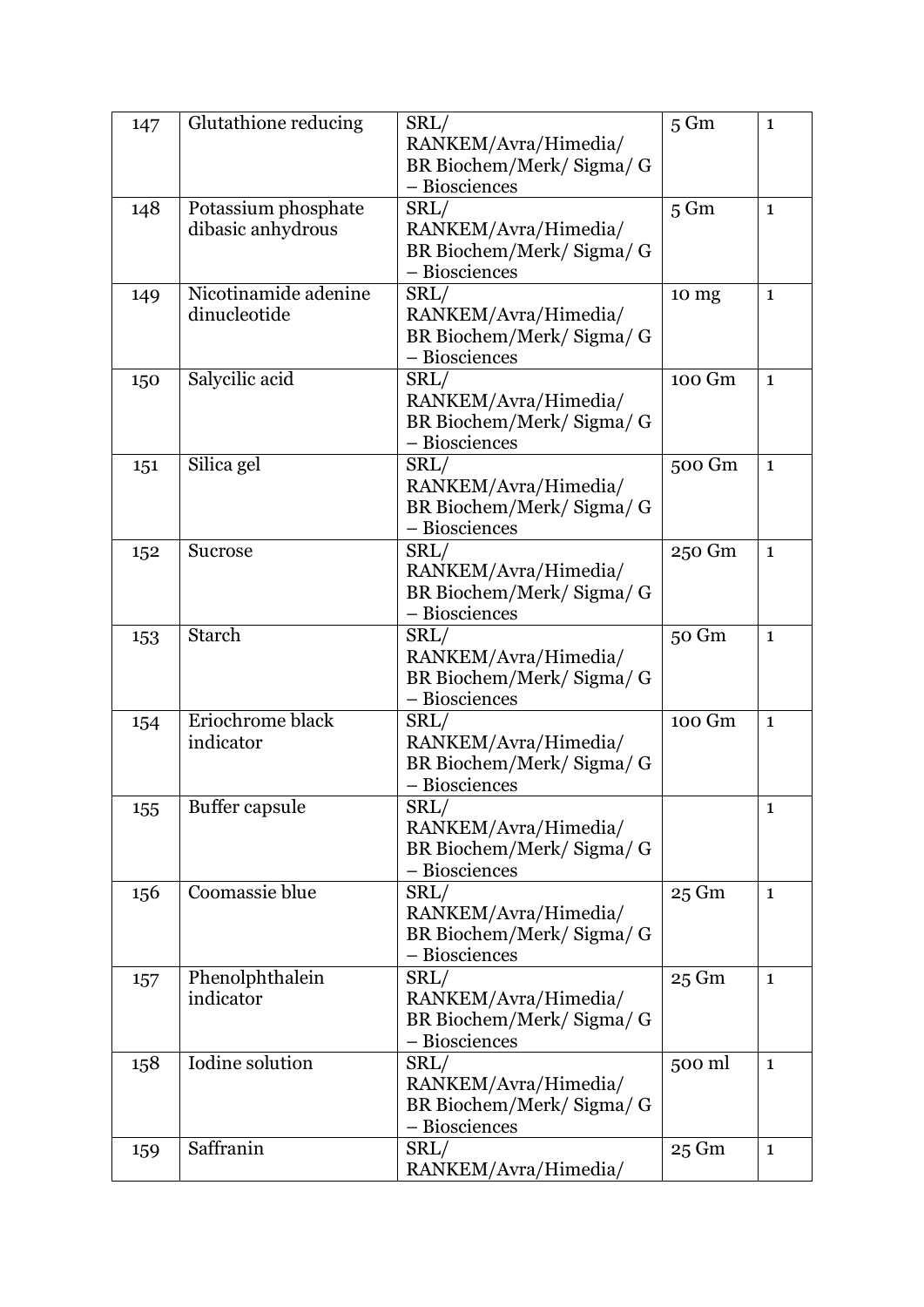| 147 | Glutathione reducing | SRL/ RANKEM/Avra/Himedia/ BR Biochem/Merk/ Sigma/ G – Biosciences | 5 Gm | 1 |
|---|---|---|---|---|
| 148 | Potassium phosphate dibasic anhydrous | SRL/ RANKEM/Avra/Himedia/ BR Biochem/Merk/ Sigma/ G – Biosciences | 5 Gm | 1 |
| 149 | Nicotinamide adenine dinucleotide | SRL/ RANKEM/Avra/Himedia/ BR Biochem/Merk/ Sigma/ G – Biosciences | 10 mg | 1 |
| 150 | Salycilic acid | SRL/ RANKEM/Avra/Himedia/ BR Biochem/Merk/ Sigma/ G – Biosciences | 100 Gm | 1 |
| 151 | Silica gel | SRL/ RANKEM/Avra/Himedia/ BR Biochem/Merk/ Sigma/ G – Biosciences | 500 Gm | 1 |
| 152 | Sucrose | SRL/ RANKEM/Avra/Himedia/ BR Biochem/Merk/ Sigma/ G – Biosciences | 250 Gm | 1 |
| 153 | Starch | SRL/ RANKEM/Avra/Himedia/ BR Biochem/Merk/ Sigma/ G – Biosciences | 50 Gm | 1 |
| 154 | Eriochrome black indicator | SRL/ RANKEM/Avra/Himedia/ BR Biochem/Merk/ Sigma/ G – Biosciences | 100 Gm | 1 |
| 155 | Buffer capsule | SRL/ RANKEM/Avra/Himedia/ BR Biochem/Merk/ Sigma/ G – Biosciences | | 1 |
| 156 | Coomassie blue | SRL/ RANKEM/Avra/Himedia/ BR Biochem/Merk/ Sigma/ G – Biosciences | 25 Gm | 1 |
| 157 | Phenolphthalein indicator | SRL/ RANKEM/Avra/Himedia/ BR Biochem/Merk/ Sigma/ G – Biosciences | 25 Gm | 1 |
| 158 | Iodine solution | SRL/ RANKEM/Avra/Himedia/ BR Biochem/Merk/ Sigma/ G – Biosciences | 500 ml | 1 |
| 159 | Saffranin | SRL/ RANKEM/Avra/Himedia/ | 25 Gm | 1 |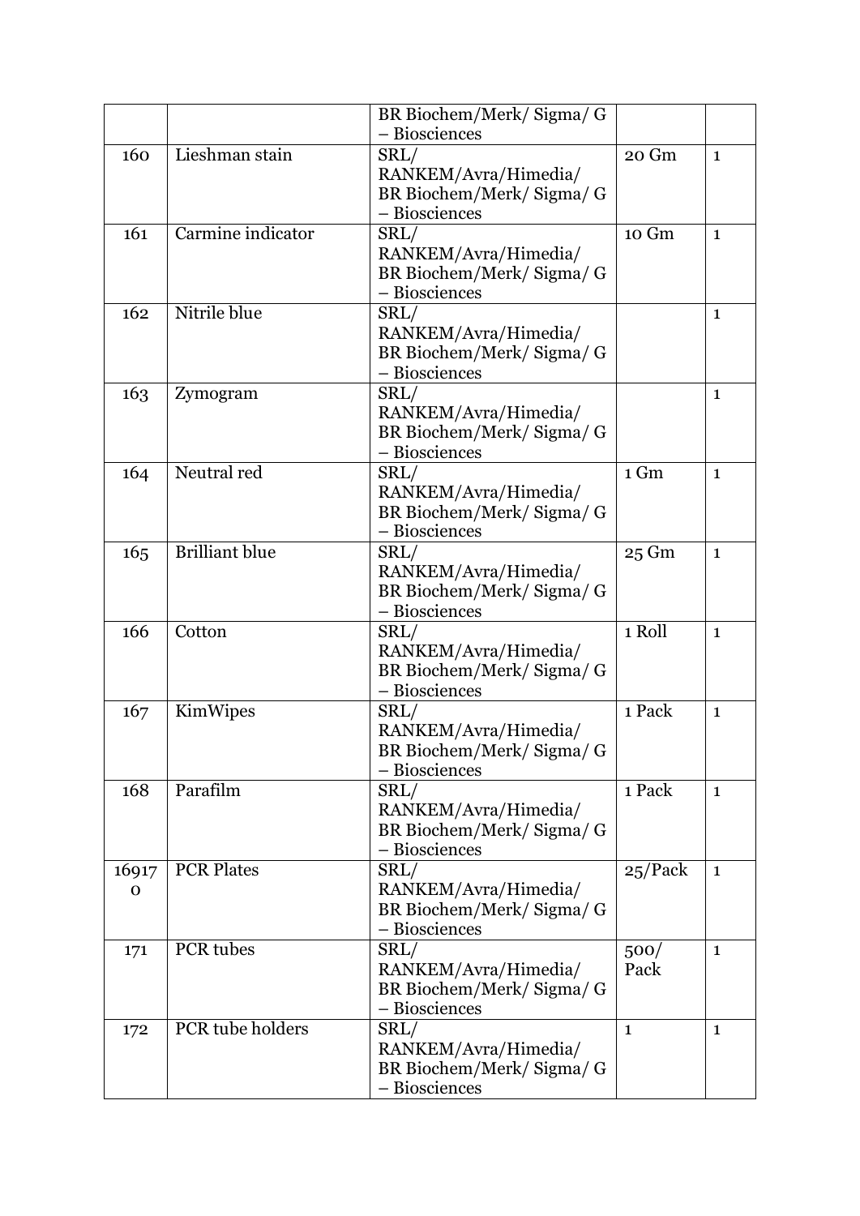|  |  | BR Biochem/Merk/ Sigma/ G – Biosciences |  |  |
|---|---|---|---|---|
| 160 | Lieshman stain | SRL/ RANKEM/Avra/Himedia/ BR Biochem/Merk/ Sigma/ G – Biosciences | 20 Gm | 1 |
| 161 | Carmine indicator | SRL/ RANKEM/Avra/Himedia/ BR Biochem/Merk/ Sigma/ G – Biosciences | 10 Gm | 1 |
| 162 | Nitrile blue | SRL/ RANKEM/Avra/Himedia/ BR Biochem/Merk/ Sigma/ G – Biosciences |  | 1 |
| 163 | Zymogram | SRL/ RANKEM/Avra/Himedia/ BR Biochem/Merk/ Sigma/ G – Biosciences |  | 1 |
| 164 | Neutral red | SRL/ RANKEM/Avra/Himedia/ BR Biochem/Merk/ Sigma/ G – Biosciences | 1 Gm | 1 |
| 165 | Brilliant blue | SRL/ RANKEM/Avra/Himedia/ BR Biochem/Merk/ Sigma/ G – Biosciences | 25 Gm | 1 |
| 166 | Cotton | SRL/ RANKEM/Avra/Himedia/ BR Biochem/Merk/ Sigma/ G – Biosciences | 1 Roll | 1 |
| 167 | KimWipes | SRL/ RANKEM/Avra/Himedia/ BR Biochem/Merk/ Sigma/ G – Biosciences | 1 Pack | 1 |
| 168 | Parafilm | SRL/ RANKEM/Avra/Himedia/ BR Biochem/Merk/ Sigma/ G – Biosciences | 1 Pack | 1 |
| 169170 | PCR Plates | SRL/ RANKEM/Avra/Himedia/ BR Biochem/Merk/ Sigma/ G – Biosciences | 25/Pack | 1 |
| 171 | PCR tubes | SRL/ RANKEM/Avra/Himedia/ BR Biochem/Merk/ Sigma/ G – Biosciences | 500/ Pack | 1 |
| 172 | PCR tube holders | SRL/ RANKEM/Avra/Himedia/ BR Biochem/Merk/ Sigma/ G – Biosciences | 1 | 1 |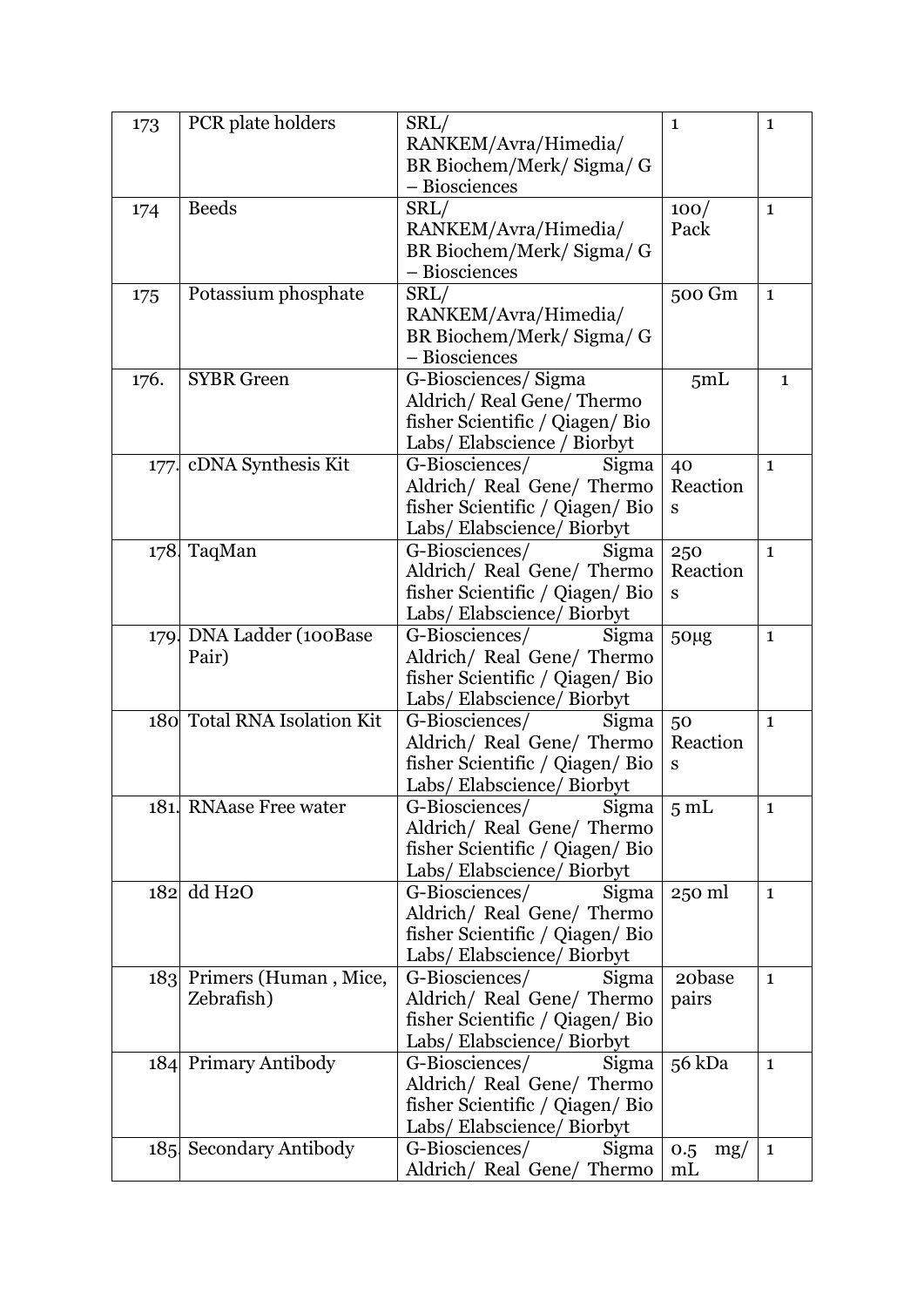| 173 | PCR plate holders | SRL/ RANKEM/Avra/Himedia/ BR Biochem/Merk/ Sigma/ G – Biosciences | 1 | 1 |
|---|---|---|---|---|
| 174 | Beeds | SRL/ RANKEM/Avra/Himedia/ BR Biochem/Merk/ Sigma/ G – Biosciences | 100/ Pack | 1 |
| 175 | Potassium phosphate | SRL/ RANKEM/Avra/Himedia/ BR Biochem/Merk/ Sigma/ G – Biosciences | 500 Gm | 1 |
| 176. | SYBR Green | G-Biosciences/ Sigma Aldrich/ Real Gene/ Thermo fisher Scientific / Qiagen/ Bio Labs/ Elabscience / Biorbyt | 5mL | 1 |
| 177. | cDNA Synthesis Kit | G-Biosciences/ Sigma Aldrich/ Real Gene/ Thermo fisher Scientific / Qiagen/ Bio Labs/ Elabscience/ Biorbyt | 40 Reactions | 1 |
| 178. | TaqMan | G-Biosciences/ Sigma Aldrich/ Real Gene/ Thermo fisher Scientific / Qiagen/ Bio Labs/ Elabscience/ Biorbyt | 250 Reactions | 1 |
| 179. | DNA Ladder (100Base Pair) | G-Biosciences/ Sigma Aldrich/ Real Gene/ Thermo fisher Scientific / Qiagen/ Bio Labs/ Elabscience/ Biorbyt | 50µg | 1 |
| 180 | Total RNA Isolation Kit | G-Biosciences/ Sigma Aldrich/ Real Gene/ Thermo fisher Scientific / Qiagen/ Bio Labs/ Elabscience/ Biorbyt | 50 Reactions | 1 |
| 181. | RNAase Free water | G-Biosciences/ Sigma Aldrich/ Real Gene/ Thermo fisher Scientific / Qiagen/ Bio Labs/ Elabscience/ Biorbyt | 5 mL | 1 |
| 182 | dd $H_2O$ | G-Biosciences/ Sigma Aldrich/ Real Gene/ Thermo fisher Scientific / Qiagen/ Bio Labs/ Elabscience/ Biorbyt | 250 ml | 1 |
| 183 | Primers (Human , Mice, Zebrafish) | G-Biosciences/ Sigma Aldrich/ Real Gene/ Thermo fisher Scientific / Qiagen/ Bio Labs/ Elabscience/ Biorbyt | 20base pairs | 1 |
| 184 | Primary Antibody | G-Biosciences/ Sigma Aldrich/ Real Gene/ Thermo fisher Scientific / Qiagen/ Bio Labs/ Elabscience/ Biorbyt | 56 kDa | 1 |
| 185. | Secondary Antibody | G-Biosciences/ Sigma Aldrich/ Real Gene/ Thermo | 0.5 mg/ mL | 1 |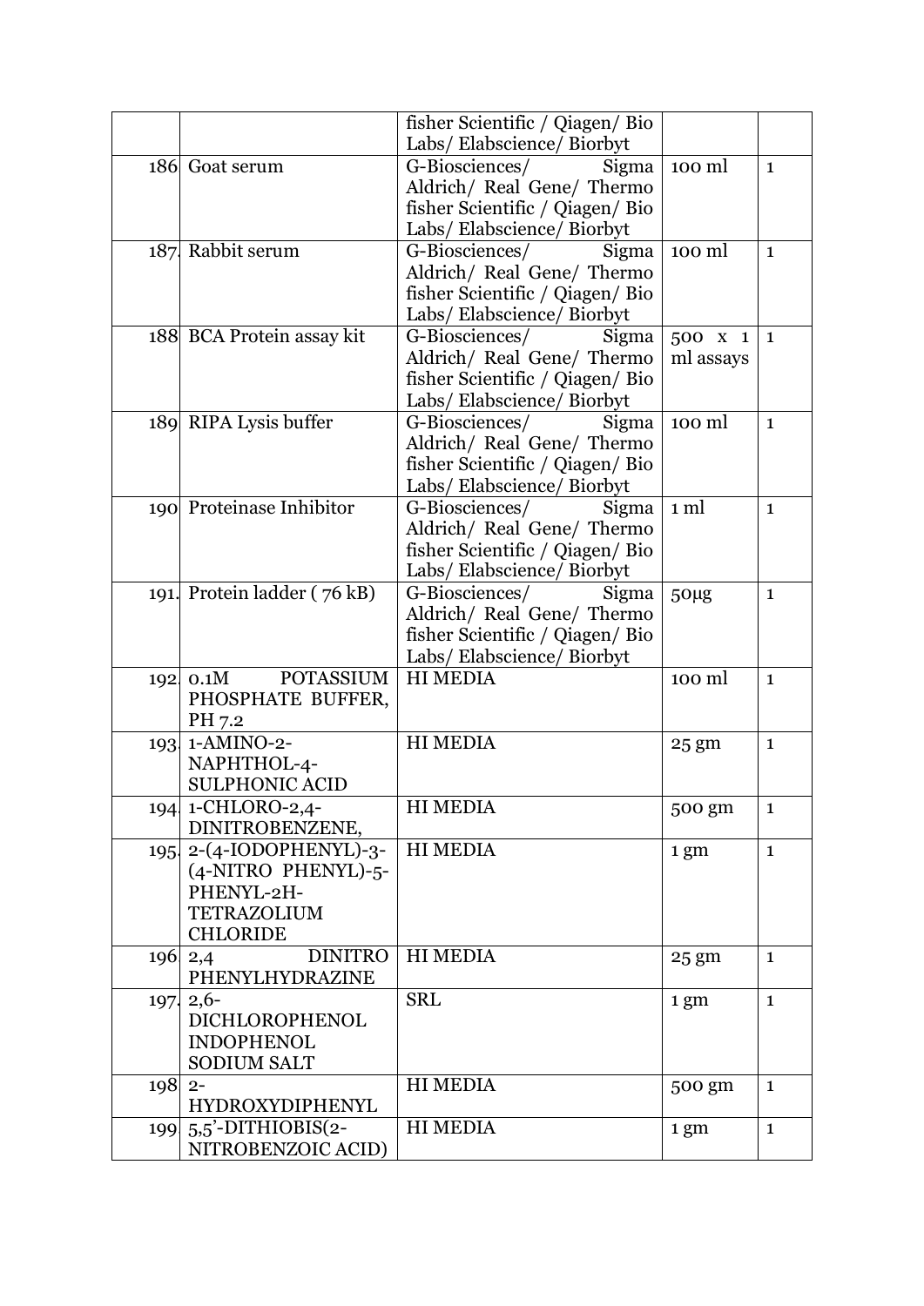| | | | | |
|---|---|---|---|---|
| | | fisher Scientific / Qiagen/ Bio Labs/ Elabscience/ Biorbyt | | |
| 186 | Goat serum | G-Biosciences/ Sigma Aldrich/ Real Gene/ Thermo fisher Scientific / Qiagen/ Bio Labs/ Elabscience/ Biorbyt | 100 ml | 1 |
| 187. | Rabbit serum | G-Biosciences/ Sigma Aldrich/ Real Gene/ Thermo fisher Scientific / Qiagen/ Bio Labs/ Elabscience/ Biorbyt | 100 ml | 1 |
| 188 | BCA Protein assay kit | G-Biosciences/ Sigma Aldrich/ Real Gene/ Thermo fisher Scientific / Qiagen/ Bio Labs/ Elabscience/ Biorbyt | 500 x 1 ml assays | 1 |
| 189 | RIPA Lysis buffer | G-Biosciences/ Sigma Aldrich/ Real Gene/ Thermo fisher Scientific / Qiagen/ Bio Labs/ Elabscience/ Biorbyt | 100 ml | 1 |
| 190 | Proteinase Inhibitor | G-Biosciences/ Sigma Aldrich/ Real Gene/ Thermo fisher Scientific / Qiagen/ Bio Labs/ Elabscience/ Biorbyt | 1 ml | 1 |
| 191. | Protein ladder ( 76 kB) | G-Biosciences/ Sigma Aldrich/ Real Gene/ Thermo fisher Scientific / Qiagen/ Bio Labs/ Elabscience/ Biorbyt | 50µg | 1 |
| 192. | 0.1M POTASSIUM PHOSPHATE BUFFER, PH 7.2 | HI MEDIA | 100 ml | 1 |
| 193. | 1-AMINO-2-NAPHTHOL-4-SULPHONIC ACID | HI MEDIA | 25 gm | 1 |
| 194. | 1-CHLORO-2,4-DINITROBENZENE, | HI MEDIA | 500 gm | 1 |
| 195. | 2-(4-IODOPHENYL)-3-(4-NITRO PHENYL)-5-PHENYL-2H-TETRAZOLIUM CHLORIDE | HI MEDIA | 1 gm | 1 |
| 196 | 2,4 DINITRO PHENYLHYDRAZINE | HI MEDIA | 25 gm | 1 |
| 197. | 2,6-DICHLOROPHENOL INDOPHENOL SODIUM SALT | SRL | 1 gm | 1 |
| 198 | 2-HYDROXYDIPHENYL | HI MEDIA | 500 gm | 1 |
| 199 | 5,5'-DITHIOBIS(2-NITROBENZOIC ACID) | HI MEDIA | 1 gm | 1 |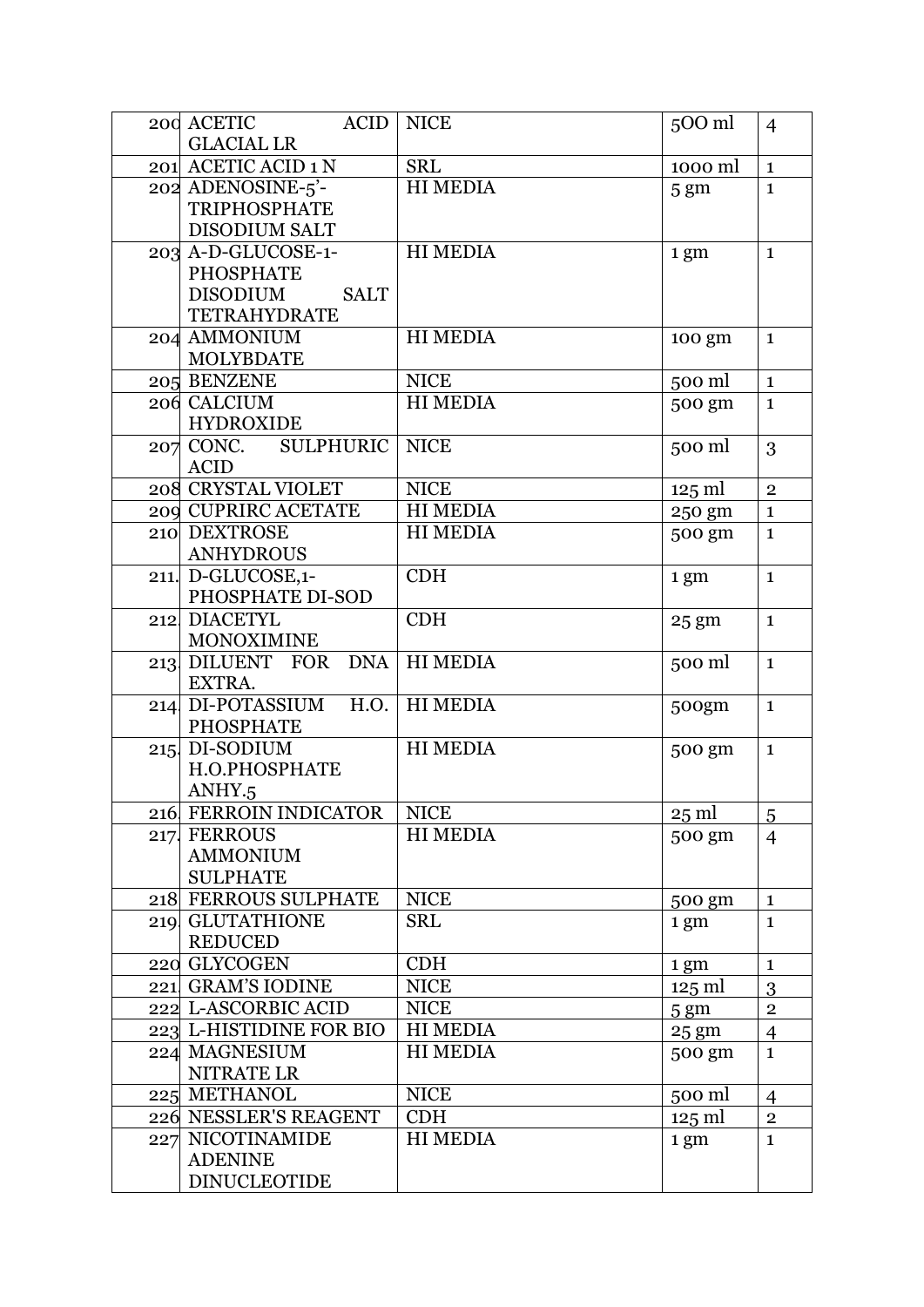| 200 | ACETIC ACID GLACIAL LR | NICE | 5OO ml | 4 |
|---|---|---|---|---|
| 201 | ACETIC ACID 1 N | SRL | 1000 ml | 1 |
| 202 | ADENOSINE-5'-TRIPHOSPHATE DISODIUM SALT | HI MEDIA | 5 gm | 1 |
| 203 | A-D-GLUCOSE-1-PHOSPHATE DISODIUM SALT TETRAHYDRATE | HI MEDIA | 1 gm | 1 |
| 204 | AMMONIUM MOLYBDATE | HI MEDIA | 100 gm | 1 |
| 205 | BENZENE | NICE | 500 ml | 1 |
| 206 | CALCIUM HYDROXIDE | HI MEDIA | 500 gm | 1 |
| 207 | CONC. SULPHURIC ACID | NICE | 500 ml | 3 |
| 208 | CRYSTAL VIOLET | NICE | 125 ml | 2 |
| 209 | CUPRIRC ACETATE | HI MEDIA | 250 gm | 1 |
| 210 | DEXTROSE ANHYDROUS | HI MEDIA | 500 gm | 1 |
| 211. | D-GLUCOSE,1-PHOSPHATE DI-SOD | CDH | 1 gm | 1 |
| 212. | DIACETYL MONOXIMINE | CDH | 25 gm | 1 |
| 213. | DILUENT FOR DNA EXTRA. | HI MEDIA | 500 ml | 1 |
| 214. | DI-POTASSIUM H.O. PHOSPHATE | HI MEDIA | 500gm | 1 |
| 215. | DI-SODIUM H.O.PHOSPHATE ANHY.5 | HI MEDIA | 500 gm | 1 |
| 216. | FERROIN INDICATOR | NICE | 25 ml | 5 |
| 217. | FERROUS AMMONIUM SULPHATE | HI MEDIA | 500 gm | 4 |
| 218 | FERROUS SULPHATE | NICE | 500 gm | 1 |
| 219. | GLUTATHIONE REDUCED | SRL | 1 gm | 1 |
| 220 | GLYCOGEN | CDH | 1 gm | 1 |
| 221. | GRAM'S IODINE | NICE | 125 ml | 3 |
| 222 | L-ASCORBIC ACID | NICE | 5 gm | 2 |
| 223 | L-HISTIDINE FOR BIO | HI MEDIA | 25 gm | 4 |
| 224 | MAGNESIUM NITRATE LR | HI MEDIA | 500 gm | 1 |
| 225 | METHANOL | NICE | 500 ml | 4 |
| 226 | NESSLER'S REAGENT | CDH | 125 ml | 2 |
| 227 | NICOTINAMIDE ADENINE DINUCLEOTIDE | HI MEDIA | 1 gm | 1 |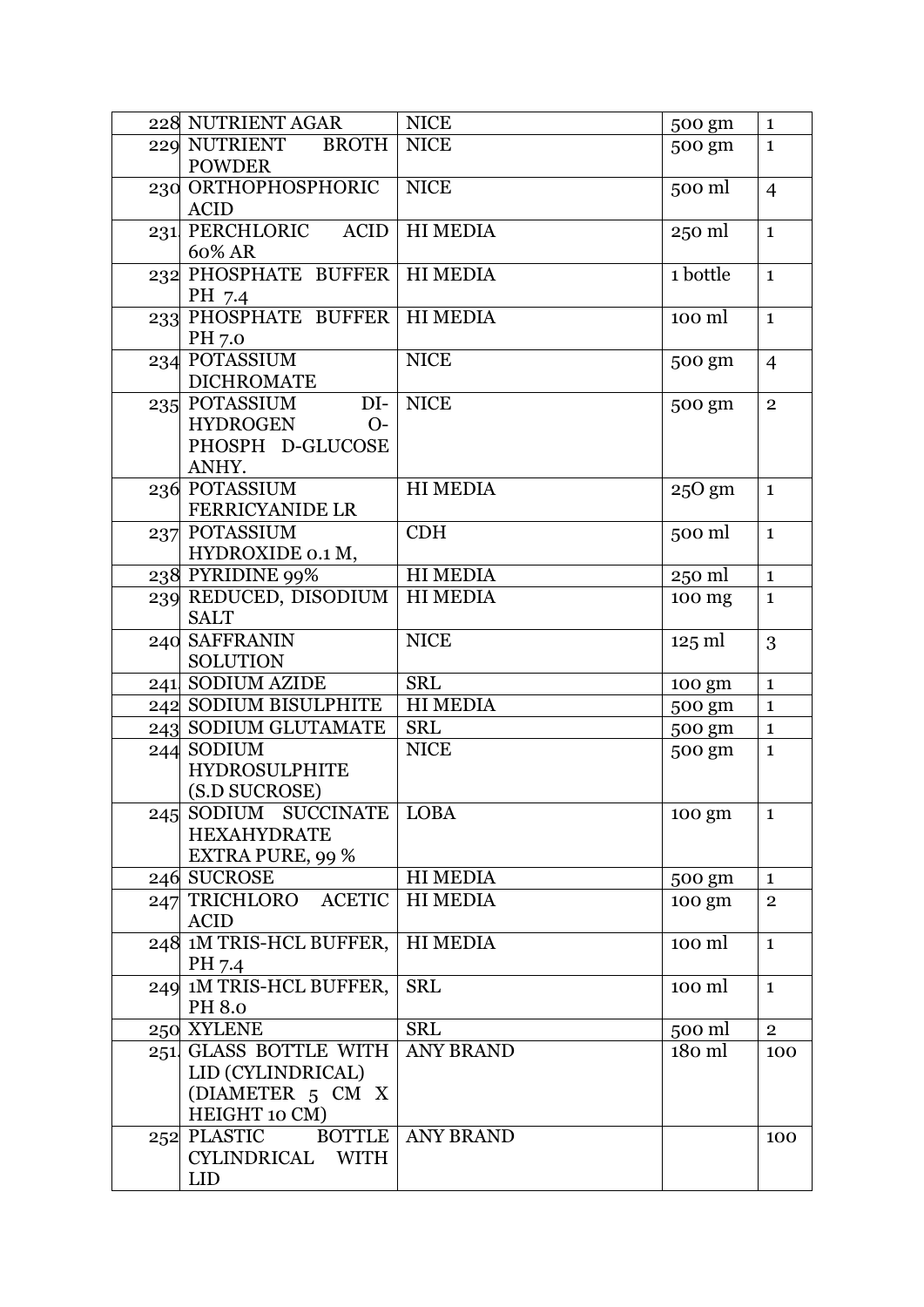| 228 | NUTRIENT AGAR | NICE | 500 gm | 1 |
|---|---|---|---|---|
| 229 | NUTRIENT BROTH POWDER | NICE | 500 gm | 1 |
| 230 | ORTHOPHOSPHORIC ACID | NICE | 500 ml | 4 |
| 231 | PERCHLORIC ACID 60% AR | HI MEDIA | 250 ml | 1 |
| 232 | PHOSPHATE BUFFER PH 7.4 | HI MEDIA | 1 bottle | 1 |
| 233 | PHOSPHATE BUFFER PH 7.0 | HI MEDIA | 100 ml | 1 |
| 234 | POTASSIUM DICHROMATE | NICE | 500 gm | 4 |
| 235 | POTASSIUM DI-HYDROGEN O-PHOSPH D-GLUCOSE ANHY. | NICE | 500 gm | 2 |
| 236 | POTASSIUM FERRICYANIDE LR | HI MEDIA | 25O gm | 1 |
| 237 | POTASSIUM HYDROXIDE 0.1 M, | CDH | 500 ml | 1 |
| 238 | PYRIDINE 99% | HI MEDIA | 250 ml | 1 |
| 239 | REDUCED, DISODIUM SALT | HI MEDIA | 100 mg | 1 |
| 240 | SAFFRANIN SOLUTION | NICE | 125 ml | 3 |
| 241 | SODIUM AZIDE | SRL | 100 gm | 1 |
| 242 | SODIUM BISULPHITE | HI MEDIA | 500 gm | 1 |
| 243 | SODIUM GLUTAMATE | SRL | 500 gm | 1 |
| 244 | SODIUM HYDROSULPHITE (S.D SUCROSE) | NICE | 500 gm | 1 |
| 245 | SODIUM SUCCINATE HEXAHYDRATE EXTRA PURE, 99 % | LOBA | 100 gm | 1 |
| 246 | SUCROSE | HI MEDIA | 500 gm | 1 |
| 247 | TRICHLORO ACETIC ACID | HI MEDIA | 100 gm | 2 |
| 248 | 1M TRIS-HCL BUFFER, PH 7.4 | HI MEDIA | 100 ml | 1 |
| 249 | 1M TRIS-HCL BUFFER, PH 8.0 | SRL | 100 ml | 1 |
| 250 | XYLENE | SRL | 500 ml | 2 |
| 251 | GLASS BOTTLE WITH LID (CYLINDRICAL) (DIAMETER 5 CM X HEIGHT 10 CM) | ANY BRAND | 180 ml | 100 |
| 252 | PLASTIC BOTTLE CYLINDRICAL WITH LID | ANY BRAND | | 100 |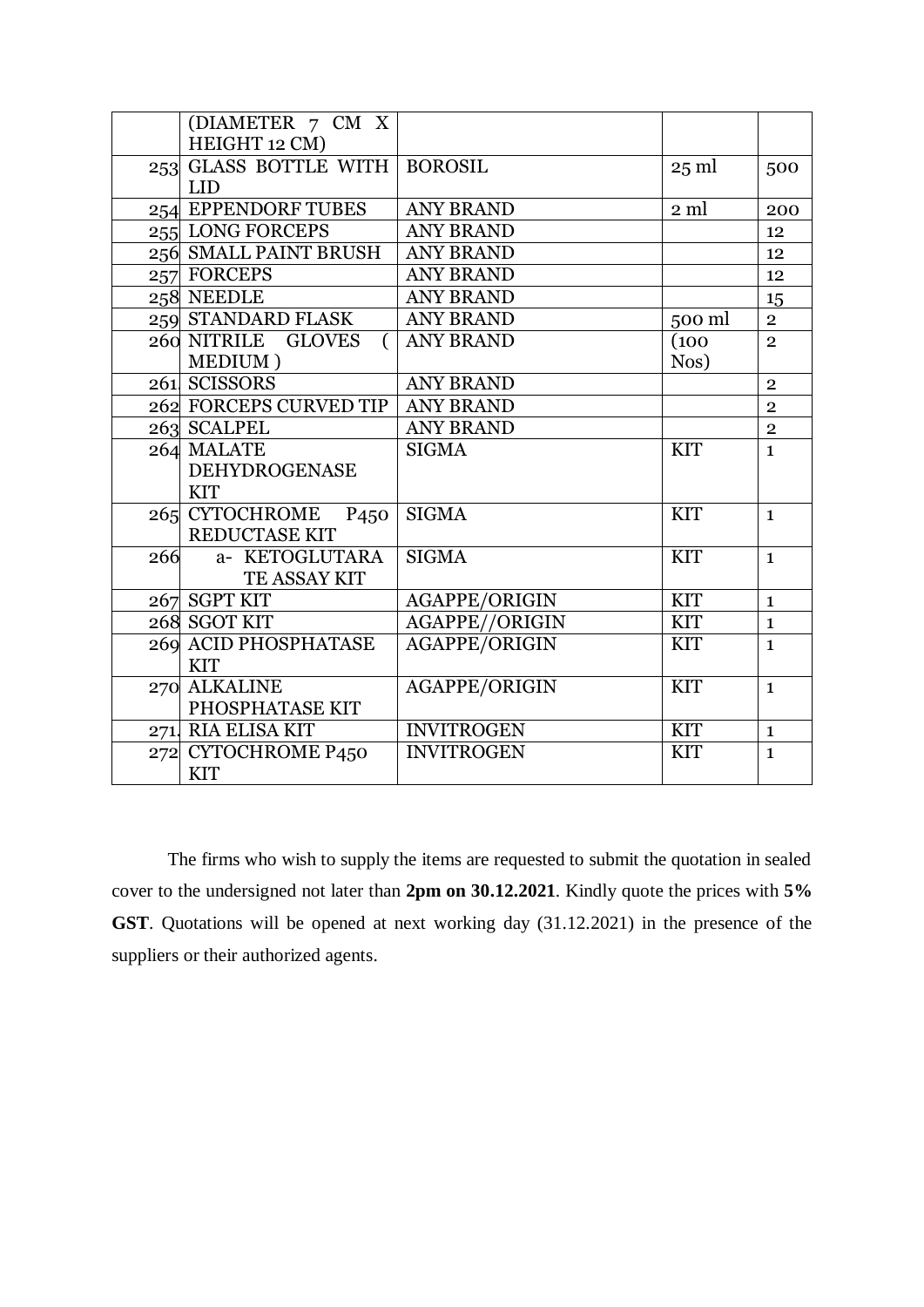| | | | | |
|---|---|---|---|---|
| | (DIAMETER 7 CM X HEIGHT 12 CM) | | | |
| 253 | GLASS BOTTLE WITH LID | BOROSIL | 25 ml | 500 |
| 254 | EPPENDORF TUBES | ANY BRAND | 2 ml | 200 |
| 255 | LONG FORCEPS | ANY BRAND | | 12 |
| 256 | SMALL PAINT BRUSH | ANY BRAND | | 12 |
| 257 | FORCEPS | ANY BRAND | | 12 |
| 258 | NEEDLE | ANY BRAND | | 15 |
| 259 | STANDARD FLASK | ANY BRAND | 500 ml | 2 |
| 260 | NITRILE GLOVES ( MEDIUM ) | ANY BRAND | (100 Nos) | 2 |
| 261 | SCISSORS | ANY BRAND | | 2 |
| 262 | FORCEPS CURVED TIP | ANY BRAND | | 2 |
| 263 | SCALPEL | ANY BRAND | | 2 |
| 264 | MALATE DEHYDROGENASE KIT | SIGMA | KIT | 1 |
| 265 | CYTOCHROME P450 REDUCTASE KIT | SIGMA | KIT | 1 |
| 266 | a- KETOGLUTARATE ASSAY KIT | SIGMA | KIT | 1 |
| 267 | SGPT KIT | AGAPPE/ORIGIN | KIT | 1 |
| 268 | SGOT KIT | AGAPPE//ORIGIN | KIT | 1 |
| 269 | ACID PHOSPHATASE KIT | AGAPPE/ORIGIN | KIT | 1 |
| 270 | ALKALINE PHOSPHATASE KIT | AGAPPE/ORIGIN | KIT | 1 |
| 271. | RIA ELISA KIT | INVITROGEN | KIT | 1 |
| 272 | CYTOCHROME P450 KIT | INVITROGEN | KIT | 1 |

The firms who wish to supply the items are requested to submit the quotation in sealed cover to the undersigned not later than **2pm on 30.12.2021**. Kindly quote the prices with **5% GST**. Quotations will be opened at next working day (31.12.2021) in the presence of the suppliers or their authorized agents.